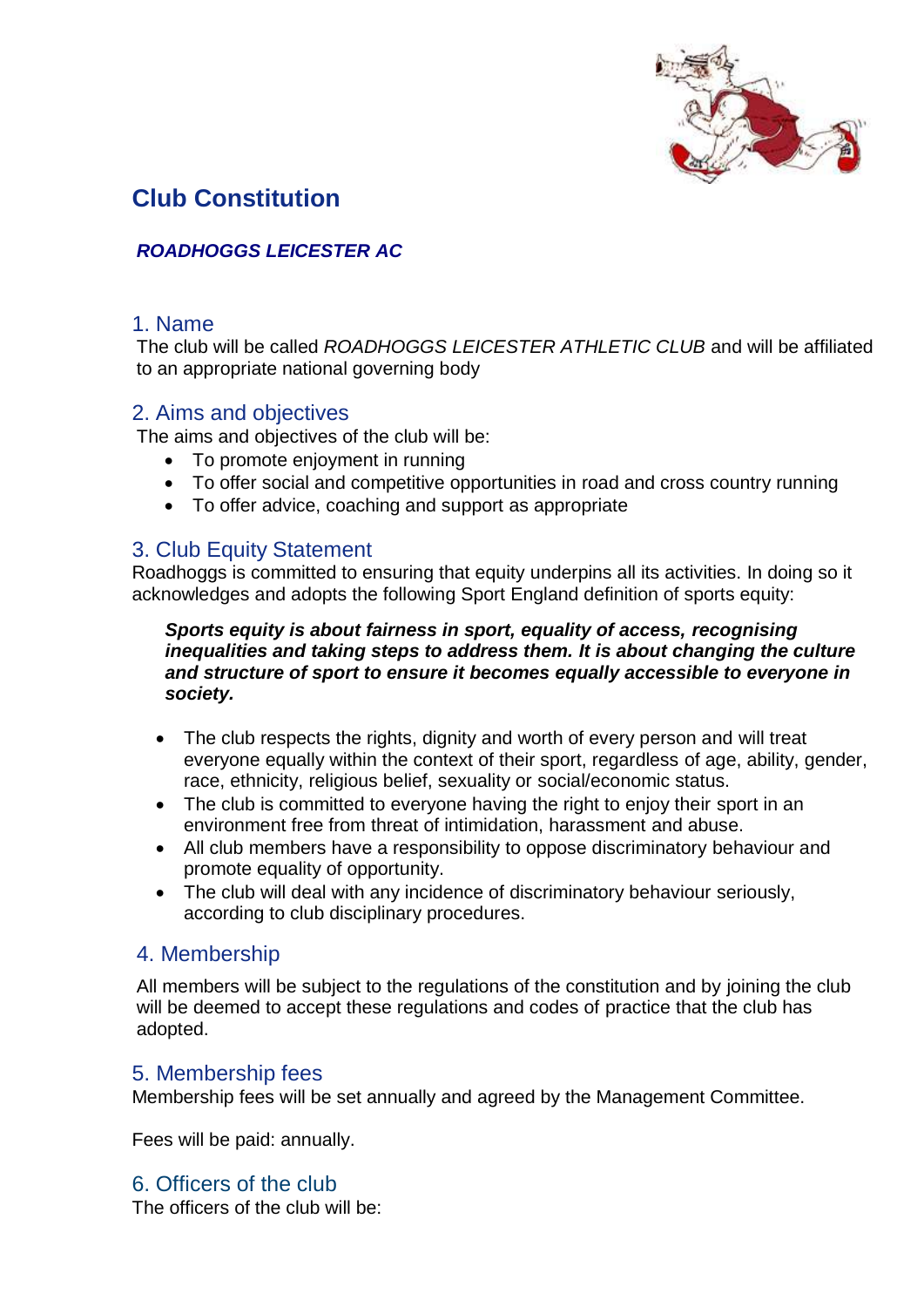# Club Constitution

***ROADHOGGS LEICESTER AC***

## 1. Name

The club will be called *ROADHOGGS LEICESTER ATHLETIC CLUB* and will be affiliated to an appropriate national governing body

## 2. Aims and objectives

The aims and objectives of the club will be:

- To promote enjoyment in running
- To offer social and competitive opportunities in road and cross country running
- To offer advice, coaching and support as appropriate

## 3. Club Equity Statement

Roadhoggs is committed to ensuring that equity underpins all its activities. In doing so it acknowledges and adopts the following Sport England definition of sports equity:

> ***Sports equity is about fairness in sport, equality of access, recognising inequalities and taking steps to address them. It is about changing the culture and structure of sport to ensure it becomes equally accessible to everyone in society.***

- The club respects the rights, dignity and worth of every person and will treat everyone equally within the context of their sport, regardless of age, ability, gender, race, ethnicity, religious belief, sexuality or social/economic status.
- The club is committed to everyone having the right to enjoy their sport in an environment free from threat of intimidation, harassment and abuse.
- All club members have a responsibility to oppose discriminatory behaviour and promote equality of opportunity.
- The club will deal with any incidence of discriminatory behaviour seriously, according to club disciplinary procedures.

## 4. Membership

All members will be subject to the regulations of the constitution and by joining the club will be deemed to accept these regulations and codes of practice that the club has adopted.

## 5. Membership fees

Membership fees will be set annually and agreed by the Management Committee.

Fees will be paid: annually.

## 6. Officers of the club

The officers of the club will be: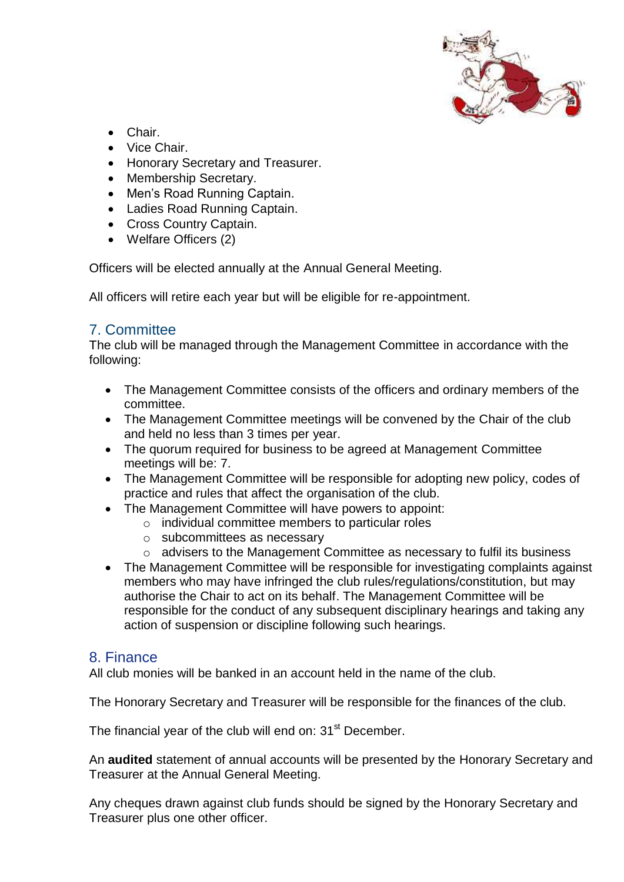- Chair.
- Vice Chair.
- Honorary Secretary and Treasurer.
- Membership Secretary.
- Men's Road Running Captain.
- Ladies Road Running Captain.
- Cross Country Captain.
- Welfare Officers (2)

Officers will be elected annually at the Annual General Meeting.

All officers will retire each year but will be eligible for re-appointment.

## 7. Committee

The club will be managed through the Management Committee in accordance with the following:

- The Management Committee consists of the officers and ordinary members of the committee.
- The Management Committee meetings will be convened by the Chair of the club and held no less than 3 times per year.
- The quorum required for business to be agreed at Management Committee meetings will be: 7.
- The Management Committee will be responsible for adopting new policy, codes of practice and rules that affect the organisation of the club.
- The Management Committee will have powers to appoint:
    - individual committee members to particular roles
    - subcommittees as necessary
    - advisers to the Management Committee as necessary to fulfil its business
- The Management Committee will be responsible for investigating complaints against members who may have infringed the club rules/regulations/constitution, but may authorise the Chair to act on its behalf. The Management Committee will be responsible for the conduct of any subsequent disciplinary hearings and taking any action of suspension or discipline following such hearings.

## 8. Finance

All club monies will be banked in an account held in the name of the club.

The Honorary Secretary and Treasurer will be responsible for the finances of the club.

The financial year of the club will end on: 31st December.

An **audited** statement of annual accounts will be presented by the Honorary Secretary and Treasurer at the Annual General Meeting.

Any cheques drawn against club funds should be signed by the Honorary Secretary and Treasurer plus one other officer.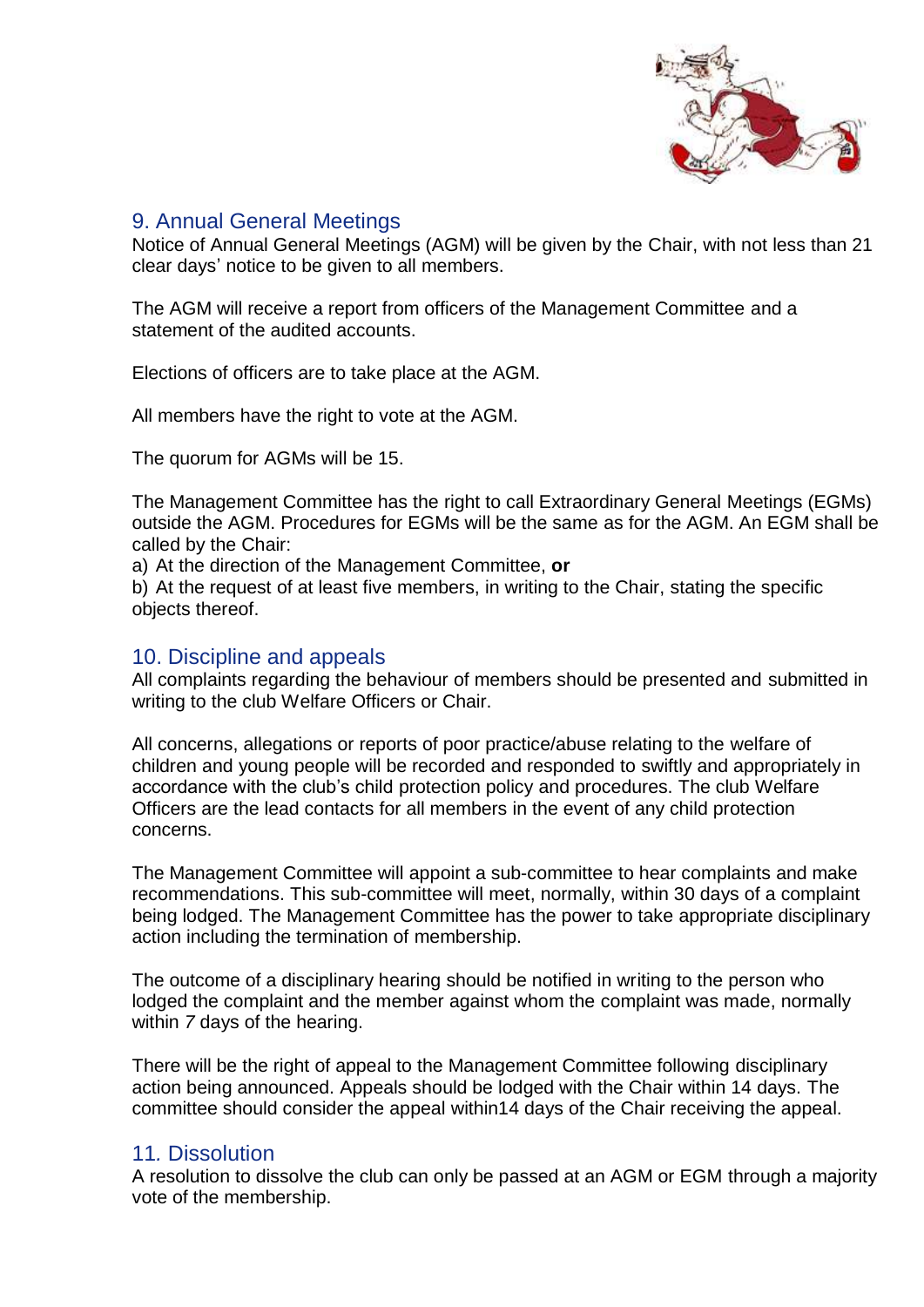## 9. Annual General Meetings

Notice of Annual General Meetings (AGM) will be given by the Chair, with not less than 21 clear days' notice to be given to all members.

The AGM will receive a report from officers of the Management Committee and a statement of the audited accounts.

Elections of officers are to take place at the AGM.

All members have the right to vote at the AGM.

The quorum for AGMs will be 15.

The Management Committee has the right to call Extraordinary General Meetings (EGMs) outside the AGM. Procedures for EGMs will be the same as for the AGM. An EGM shall be called by the Chair:

a) At the direction of the Management Committee, **or**

b) At the request of at least five members, in writing to the Chair, stating the specific objects thereof.

## 10. Discipline and appeals

All complaints regarding the behaviour of members should be presented and submitted in writing to the club Welfare Officers or Chair.

All concerns, allegations or reports of poor practice/abuse relating to the welfare of children and young people will be recorded and responded to swiftly and appropriately in accordance with the club's child protection policy and procedures. The club Welfare Officers are the lead contacts for all members in the event of any child protection concerns.

The Management Committee will appoint a sub-committee to hear complaints and make recommendations. This sub-committee will meet, normally, within 30 days of a complaint being lodged. The Management Committee has the power to take appropriate disciplinary action including the termination of membership.

The outcome of a disciplinary hearing should be notified in writing to the person who lodged the complaint and the member against whom the complaint was made, normally within *7* days of the hearing.

There will be the right of appeal to the Management Committee following disciplinary action being announced. Appeals should be lodged with the Chair within 14 days. The committee should consider the appeal within14 days of the Chair receiving the appeal.

## 11. Dissolution

A resolution to dissolve the club can only be passed at an AGM or EGM through a majority vote of the membership.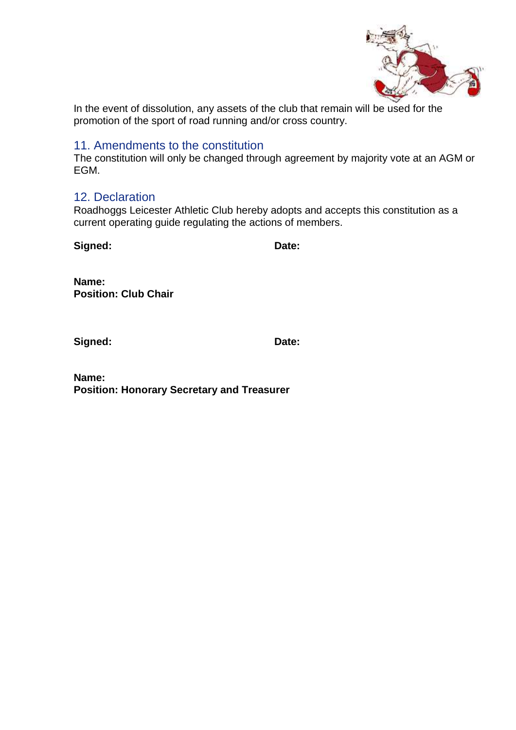In the event of dissolution, any assets of the club that remain will be used for the promotion of the sport of road running and/or cross country.

## 11. Amendments to the constitution

The constitution will only be changed through agreement by majority vote at an AGM or EGM.

## 12. Declaration

Roadhoggs Leicester Athletic Club hereby adopts and accepts this constitution as a current operating guide regulating the actions of members.

**Signed:** **Date:**

**Name:**
**Position: Club Chair**

**Signed:** **Date:**

**Name:**
**Position: Honorary Secretary and Treasurer**